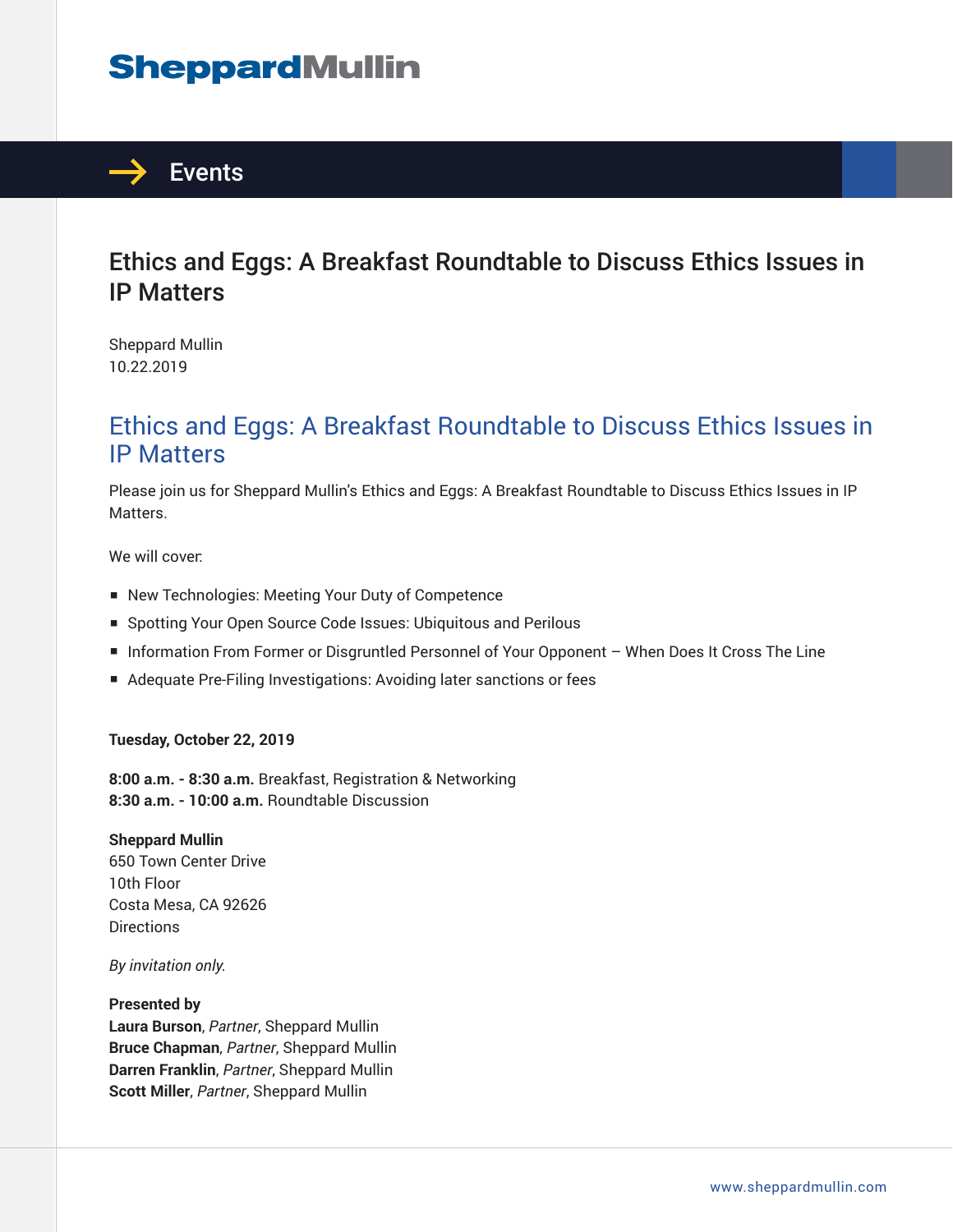# Ethics and Eggs: A Breakfast Roundtable to Discuss Ethics Issues in IP Matters

Sheppard Mullin
10.22.2019

## Ethics and Eggs: A Breakfast Roundtable to Discuss Ethics Issues in IP Matters

Please join us for Sheppard Mullin's Ethics and Eggs: A Breakfast Roundtable to Discuss Ethics Issues in IP Matters.

We will cover:

- New Technologies: Meeting Your Duty of Competence
- Spotting Your Open Source Code Issues: Ubiquitous and Perilous
- Information From Former or Disgruntled Personnel of Your Opponent – When Does It Cross The Line
- Adequate Pre-Filing Investigations: Avoiding later sanctions or fees

**Tuesday, October 22, 2019**

**8:00 a.m. - 8:30 a.m.** Breakfast, Registration & Networking
**8:30 a.m. - 10:00 a.m.** Roundtable Discussion

**Sheppard Mullin**
650 Town Center Drive
10th Floor
Costa Mesa, CA 92626
Directions

*By invitation only.*

**Presented by**
**Laura Burson**, *Partner*, Sheppard Mullin
**Bruce Chapman**, *Partner*, Sheppard Mullin
**Darren Franklin**, *Partner*, Sheppard Mullin
**Scott Miller**, *Partner*, Sheppard Mullin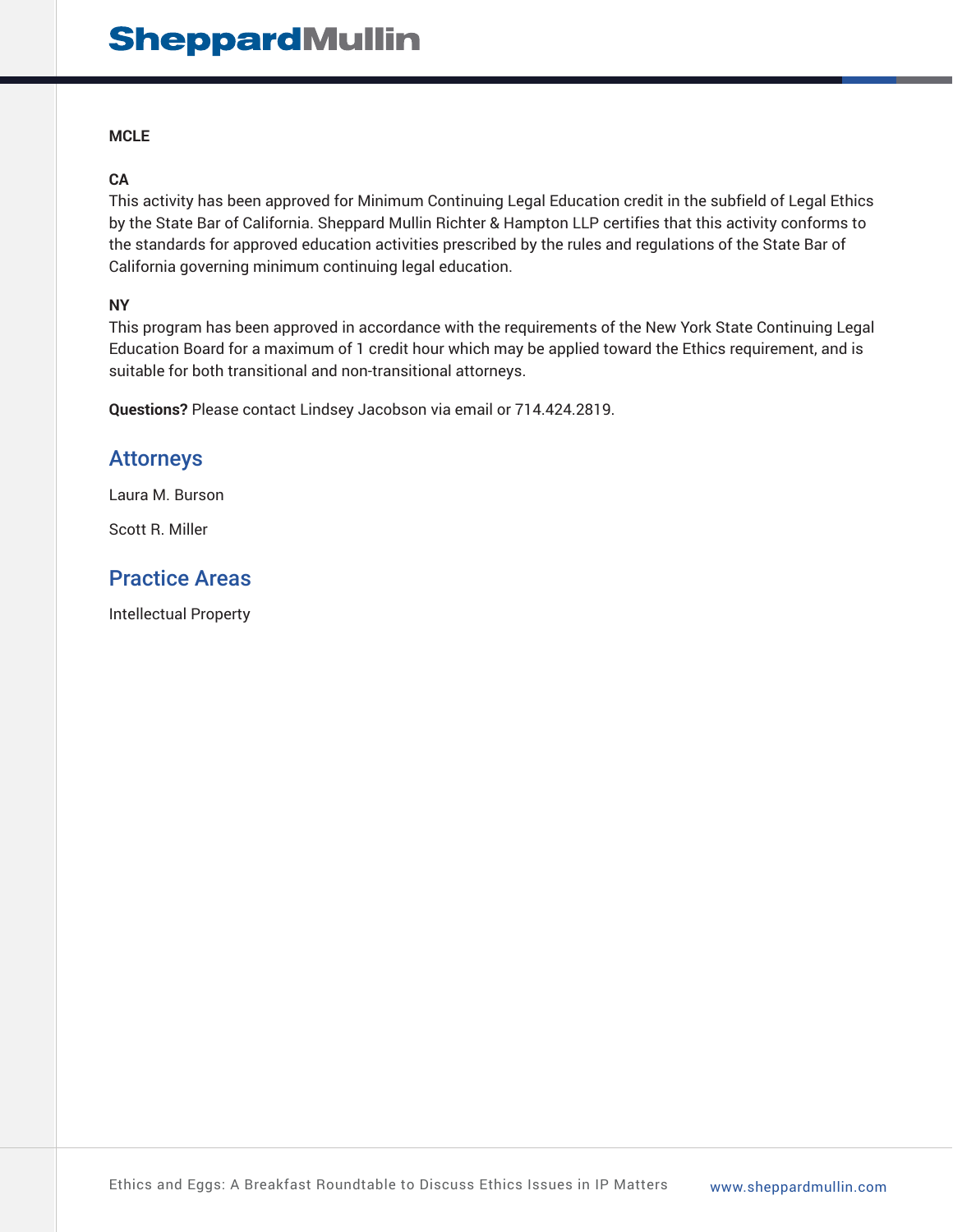**MCLE**

**CA**

This activity has been approved for Minimum Continuing Legal Education credit in the subfield of Legal Ethics by the State Bar of California. Sheppard Mullin Richter & Hampton LLP certifies that this activity conforms to the standards for approved education activities prescribed by the rules and regulations of the State Bar of California governing minimum continuing legal education.

**NY**

This program has been approved in accordance with the requirements of the New York State Continuing Legal Education Board for a maximum of 1 credit hour which may be applied toward the Ethics requirement, and is suitable for both transitional and non-transitional attorneys.

**Questions?** Please contact Lindsey Jacobson via email or 714.424.2819.

## Attorneys

Laura M. Burson

Scott R. Miller

## Practice Areas

Intellectual Property